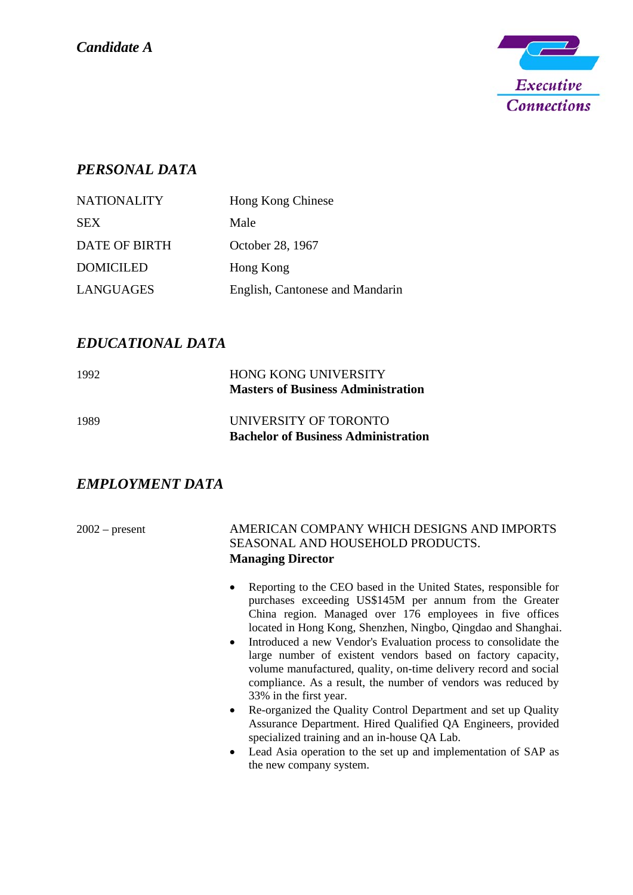*Candidate A*

Executive Connections

## *PERSONAL DATA*

| | |
|---|---|
| NATIONALITY | Hong Kong Chinese |
| SEX | Male |
| DATE OF BIRTH | October 28, 1967 |
| DOMICILED | Hong Kong |
| LANGUAGES | English, Cantonese and Mandarin |

## *EDUCATIONAL DATA*

1992 — HONG KONG UNIVERSITY
**Masters of Business Administration**

1989 — UNIVERSITY OF TORONTO
**Bachelor of Business Administration**

## *EMPLOYMENT DATA*

2002 – present — AMERICAN COMPANY WHICH DESIGNS AND IMPORTS SEASONAL AND HOUSEHOLD PRODUCTS.
**Managing Director**

- Reporting to the CEO based in the United States, responsible for purchases exceeding US$145M per annum from the Greater China region. Managed over 176 employees in five offices located in Hong Kong, Shenzhen, Ningbo, Qingdao and Shanghai.
- Introduced a new Vendor's Evaluation process to consolidate the large number of existent vendors based on factory capacity, volume manufactured, quality, on-time delivery record and social compliance. As a result, the number of vendors was reduced by 33% in the first year.
- Re-organized the Quality Control Department and set up Quality Assurance Department. Hired Qualified QA Engineers, provided specialized training and an in-house QA Lab.
- Lead Asia operation to the set up and implementation of SAP as the new company system.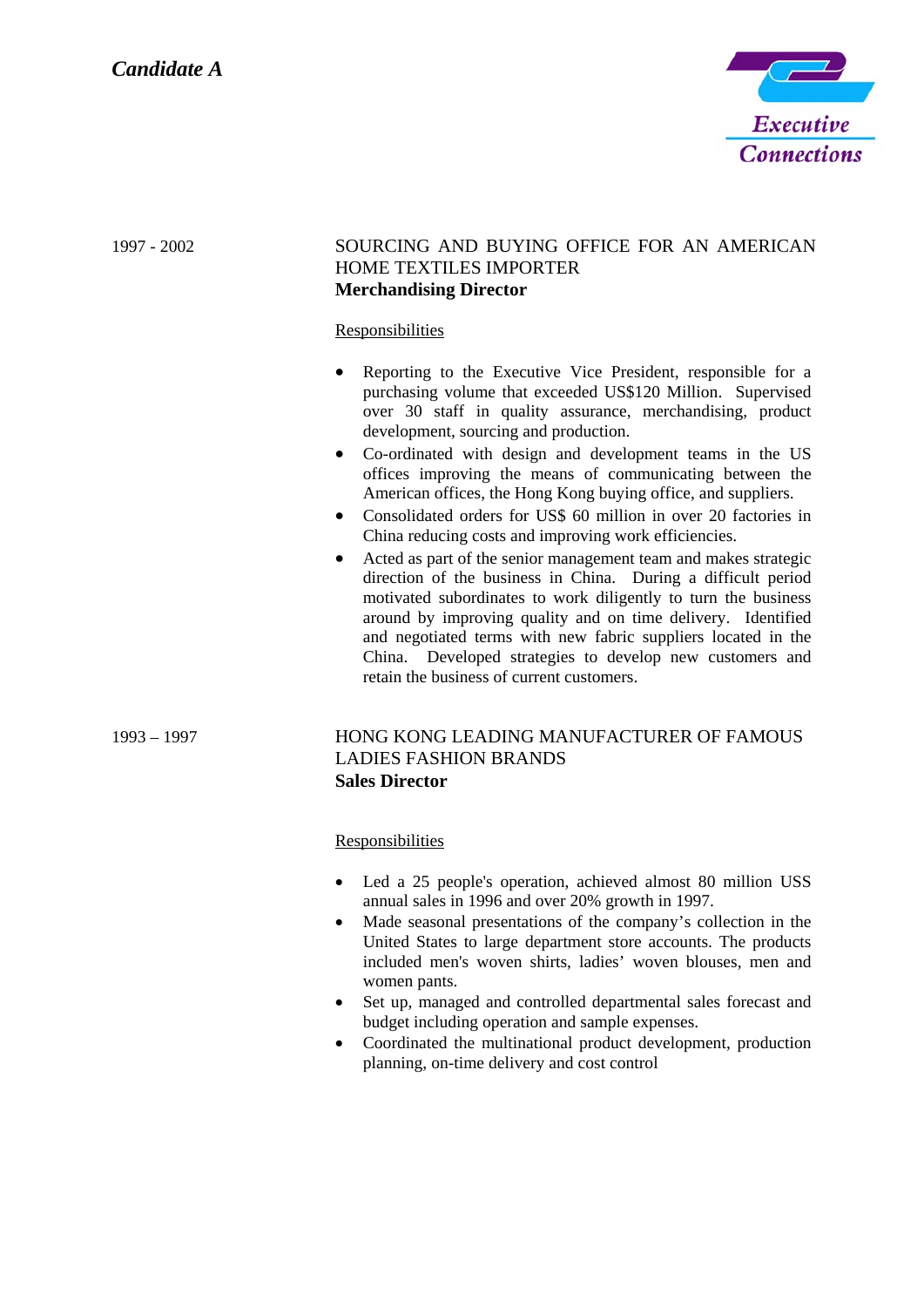*Candidate A*

Executive Connections

**1997 - 2002**

SOURCING AND BUYING OFFICE FOR AN AMERICAN HOME TEXTILES IMPORTER
**Merchandising Director**

Responsibilities

- Reporting to the Executive Vice President, responsible for a purchasing volume that exceeded US$120 Million. Supervised over 30 staff in quality assurance, merchandising, product development, sourcing and production.
- Co-ordinated with design and development teams in the US offices improving the means of communicating between the American offices, the Hong Kong buying office, and suppliers.
- Consolidated orders for US$ 60 million in over 20 factories in China reducing costs and improving work efficiencies.
- Acted as part of the senior management team and makes strategic direction of the business in China. During a difficult period motivated subordinates to work diligently to turn the business around by improving quality and on time delivery. Identified and negotiated terms with new fabric suppliers located in the China. Developed strategies to develop new customers and retain the business of current customers.

**1993 – 1997**

HONG KONG LEADING MANUFACTURER OF FAMOUS LADIES FASHION BRANDS
**Sales Director**

Responsibilities

- Led a 25 people's operation, achieved almost 80 million USS annual sales in 1996 and over 20% growth in 1997.
- Made seasonal presentations of the company's collection in the United States to large department store accounts. The products included men's woven shirts, ladies' woven blouses, men and women pants.
- Set up, managed and controlled departmental sales forecast and budget including operation and sample expenses.
- Coordinated the multinational product development, production planning, on-time delivery and cost control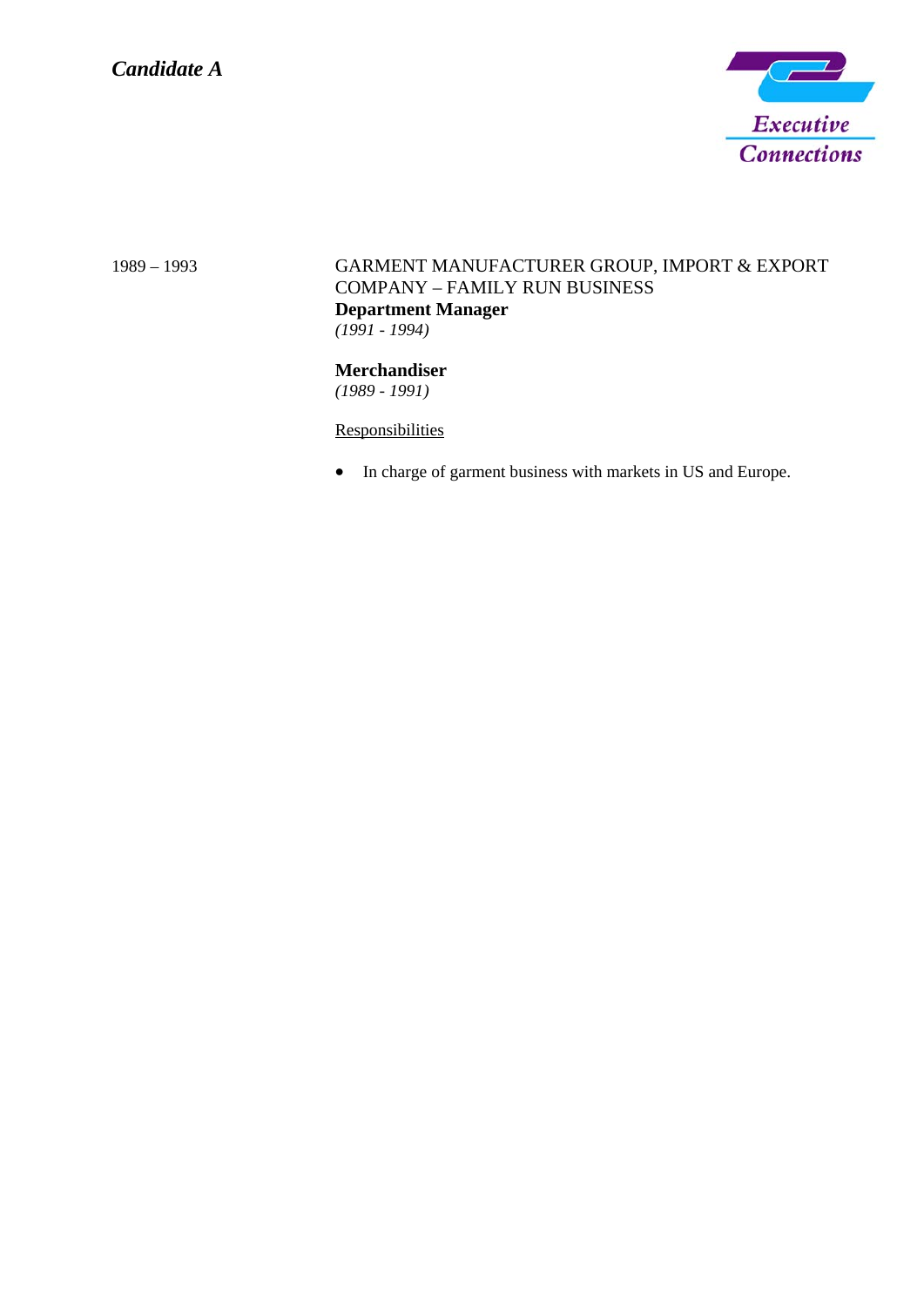1989 – 1993

GARMENT MANUFACTURER GROUP, IMPORT & EXPORT COMPANY – FAMILY RUN BUSINESS

**Department Manager**
*(1991 - 1994)*

**Merchandiser**
*(1989 - 1991)*

Responsibilities

- In charge of garment business with markets in US and Europe.